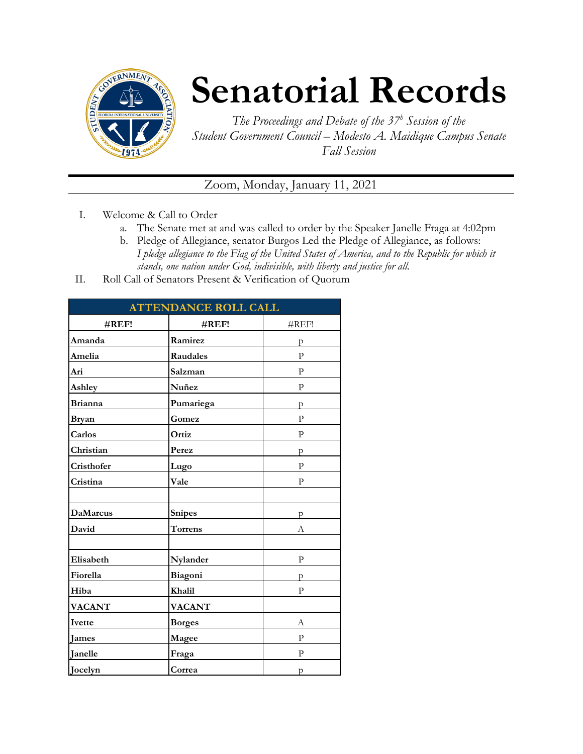# Senatorial Records

*The Proceedings and Debate of the 37[b] Session of the Student Government Council – Modesto A. Maidique Campus Senate Fall Session*

Zoom, Monday, January 11, 2021

I. Welcome & Call to Order
   a. The Senate met at and was called to order by the Speaker Janelle Fraga at 4:02pm
   b. Pledge of Allegiance, senator Burgos Led the Pledge of Allegiance, as follows: *I pledge allegiance to the Flag of the United States of America, and to the Republic for which it stands, one nation under God, indivisible, with liberty and justice for all.*

II. Roll Call of Senators Present & Verification of Quorum

| ATTENDANCE ROLL CALL | | |
|---|---|---|
| **#REF!** | **#REF!** | #REF! |
| **Amanda** | **Ramirez** | p |
| **Amelia** | **Raudales** | P |
| **Ari** | **Salzman** | P |
| **Ashley** | **Nuñez** | P |
| **Brianna** | **Pumariega** | p |
| **Bryan** | **Gomez** | P |
| **Carlos** | **Ortiz** | P |
| **Christian** | **Perez** | p |
| **Cristhofer** | **Lugo** | P |
| **Cristina** | **Vale** | P |
| | | |
| **DaMarcus** | **Snipes** | p |
| **David** | **Torrens** | A |
| | | |
| **Elisabeth** | **Nylander** | P |
| **Fiorella** | **Biagoni** | p |
| **Hiba** | **Khalil** | P |
| **VACANT** | **VACANT** | |
| **Ivette** | **Borges** | A |
| **James** | **Magee** | P |
| **Janelle** | **Fraga** | P |
| **Jocelyn** | **Correa** | p |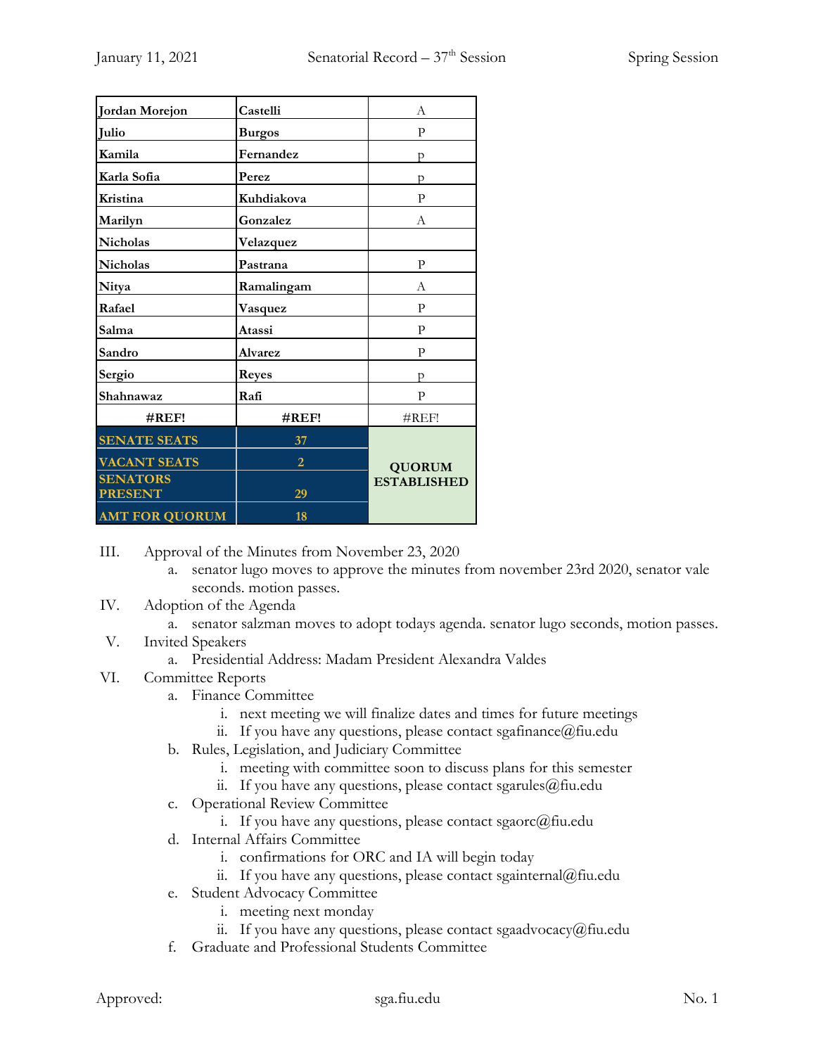| Jordan Morejon | Castelli | A |
|---|---|---|
| Julio | Burgos | P |
| Kamila | Fernandez | p |
| Karla Sofia | Perez | p |
| Kristina | Kuhdiakova | P |
| Marilyn | Gonzalez | A |
| Nicholas | Velazquez | |
| Nicholas | Pastrana | P |
| Nitya | Ramalingam | A |
| Rafael | Vasquez | P |
| Salma | Atassi | P |
| Sandro | Alvarez | P |
| Sergio | Reyes | p |
| Shahnawaz | Rafi | P |
| #REF! | #REF! | #REF! |
| SENATE SEATS | 37 | QUORUM ESTABLISHED |
| VACANT SEATS | 2 | |
| SENATORS PRESENT | 29 | |
| AMT FOR QUORUM | 18 | |

III. Approval of the Minutes from November 23, 2020
   a. senator lugo moves to approve the minutes from november 23rd 2020, senator vale seconds. motion passes.

IV. Adoption of the Agenda
   a. senator salzman moves to adopt todays agenda. senator lugo seconds, motion passes.

V. Invited Speakers
   a. Presidential Address: Madam President Alexandra Valdes

VI. Committee Reports
   a. Finance Committee
      i. next meeting we will finalize dates and times for future meetings
      ii. If you have any questions, please contact sgafinance@fiu.edu
   b. Rules, Legislation, and Judiciary Committee
      i. meeting with committee soon to discuss plans for this semester
      ii. If you have any questions, please contact sgarules@fiu.edu
   c. Operational Review Committee
      i. If you have any questions, please contact sgaorc@fiu.edu
   d. Internal Affairs Committee
      i. confirmations for ORC and IA will begin today
      ii. If you have any questions, please contact sgainternal@fiu.edu
   e. Student Advocacy Committee
      i. meeting next monday
      ii. If you have any questions, please contact sgaadvocacy@fiu.edu
   f. Graduate and Professional Students Committee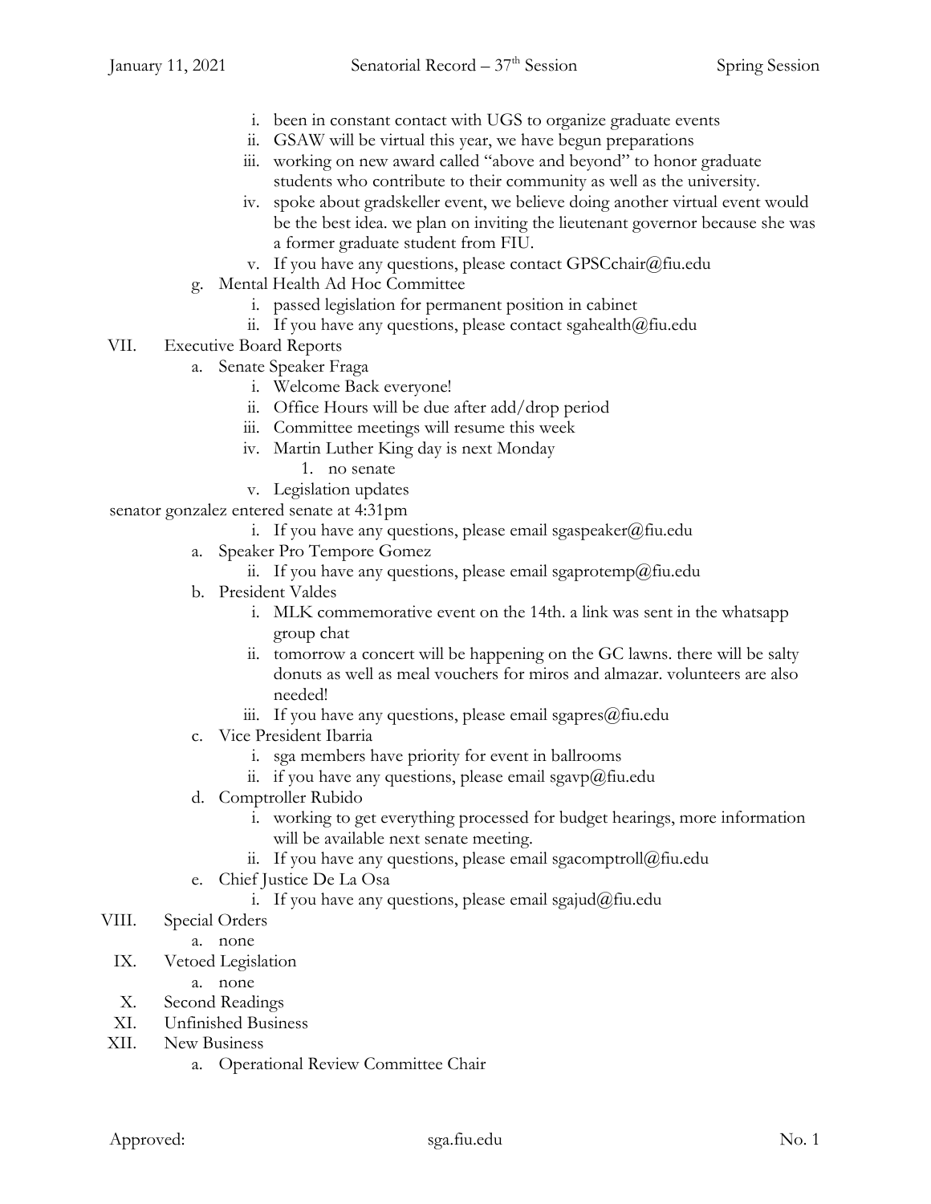i. been in constant contact with UGS to organize graduate events
   ii. GSAW will be virtual this year, we have begun preparations
   iii. working on new award called "above and beyond" to honor graduate students who contribute to their community as well as the university.
   iv. spoke about gradskeller event, we believe doing another virtual event would be the best idea. we plan on inviting the lieutenant governor because she was a former graduate student from FIU.
   v. If you have any questions, please contact GPSCchair@fiu.edu

g. Mental Health Ad Hoc Committee
   i. passed legislation for permanent position in cabinet
   ii. If you have any questions, please contact sgahealth@fiu.edu

VII. Executive Board Reports

a. Senate Speaker Fraga
   i. Welcome Back everyone!
   ii. Office Hours will be due after add/drop period
   iii. Committee meetings will resume this week
   iv. Martin Luther King day is next Monday
      1. no senate
   v. Legislation updates

senator gonzalez entered senate at 4:31pm

   i. If you have any questions, please email sgaspeaker@fiu.edu

a. Speaker Pro Tempore Gomez
   ii. If you have any questions, please email sgaprotemp@fiu.edu

b. President Valdes
   i. MLK commemorative event on the 14th. a link was sent in the whatsapp group chat
   ii. tomorrow a concert will be happening on the GC lawns. there will be salty donuts as well as meal vouchers for miros and almazar. volunteers are also needed!
   iii. If you have any questions, please email sgapres@fiu.edu

c. Vice President Ibarria
   i. sga members have priority for event in ballrooms
   ii. if you have any questions, please email sgavp@fiu.edu

d. Comptroller Rubido
   i. working to get everything processed for budget hearings, more information will be available next senate meeting.
   ii. If you have any questions, please email sgacomptroll@fiu.edu

e. Chief Justice De La Osa
   i. If you have any questions, please email sgajud@fiu.edu

VIII. Special Orders

a. none

IX. Vetoed Legislation

a. none

X. Second Readings

XI. Unfinished Business

XII. New Business

a. Operational Review Committee Chair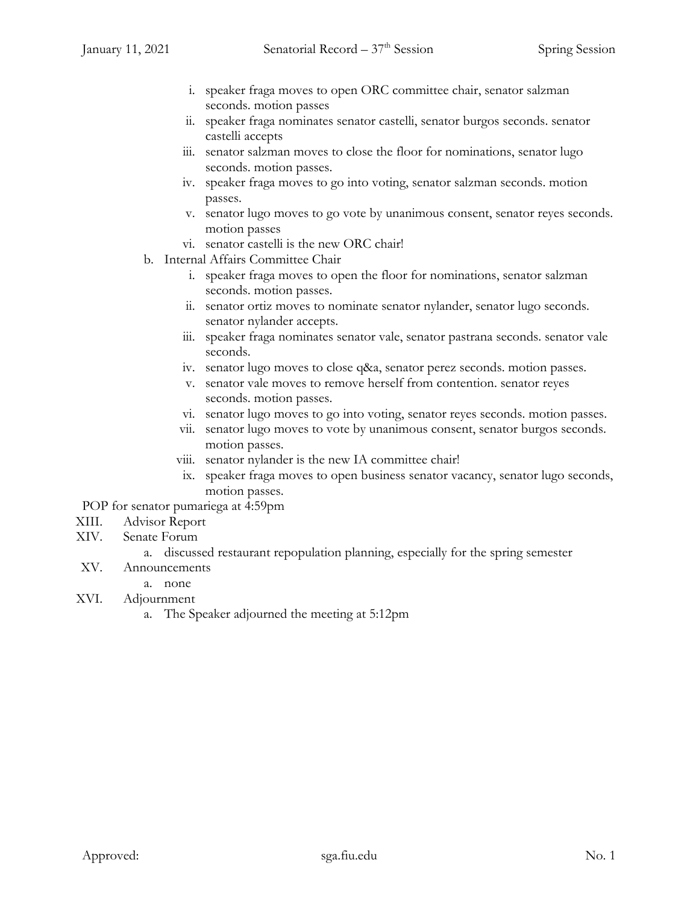i. speaker fraga moves to open ORC committee chair, senator salzman seconds. motion passes
ii. speaker fraga nominates senator castelli, senator burgos seconds. senator castelli accepts
iii. senator salzman moves to close the floor for nominations, senator lugo seconds. motion passes.
iv. speaker fraga moves to go into voting, senator salzman seconds. motion passes.
v. senator lugo moves to go vote by unanimous consent, senator reyes seconds. motion passes
vi. senator castelli is the new ORC chair!

b. Internal Affairs Committee Chair
   i. speaker fraga moves to open the floor for nominations, senator salzman seconds. motion passes.
   ii. senator ortiz moves to nominate senator nylander, senator lugo seconds. senator nylander accepts.
   iii. speaker fraga nominates senator vale, senator pastrana seconds. senator vale seconds.
   iv. senator lugo moves to close q&a, senator perez seconds. motion passes.
   v. senator vale moves to remove herself from contention. senator reyes seconds. motion passes.
   vi. senator lugo moves to go into voting, senator reyes seconds. motion passes.
   vii. senator lugo moves to vote by unanimous consent, senator burgos seconds. motion passes.
   viii. senator nylander is the new IA committee chair!
   ix. speaker fraga moves to open business senator vacancy, senator lugo seconds, motion passes.

POP for senator pumariega at 4:59pm

XIII. Advisor Report

XIV. Senate Forum
   a. discussed restaurant repopulation planning, especially for the spring semester

XV. Announcements
   a. none

XVI. Adjournment
   a. The Speaker adjourned the meeting at 5:12pm

Approved: